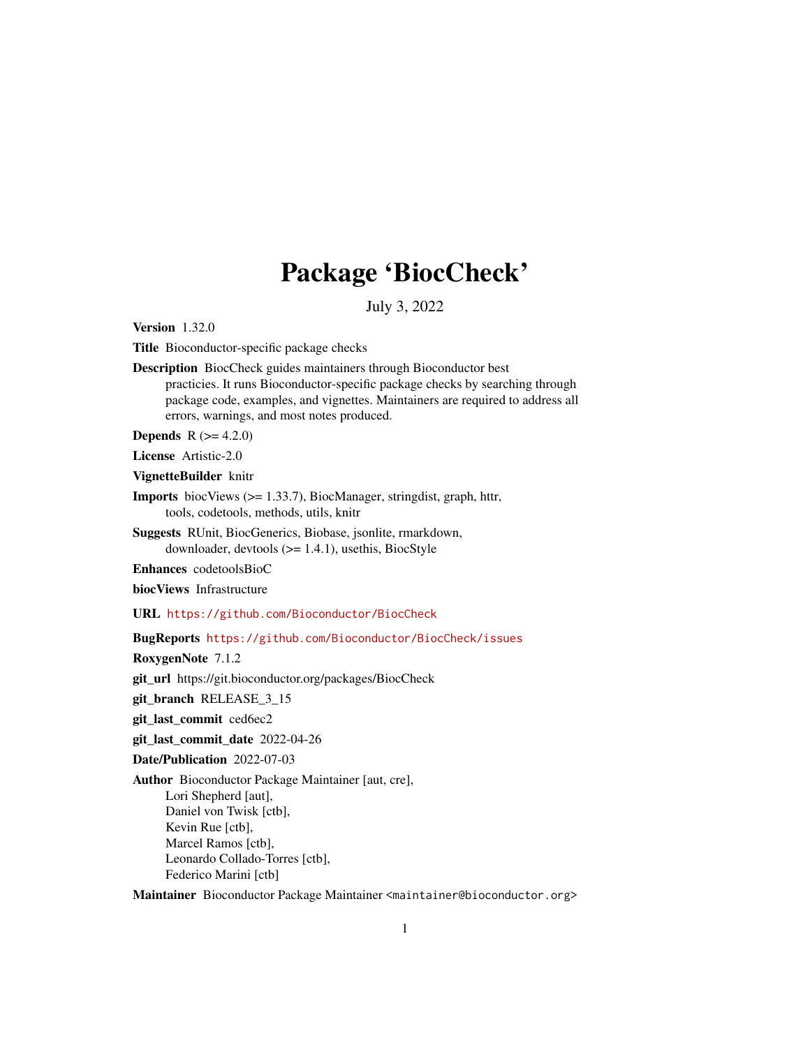# Package 'BiocCheck'

July 3, 2022

**Version** 1.32.0

**Title** Bioconductor-specific package checks

**Description** BiocCheck guides maintainers through Bioconductor best practicies. It runs Bioconductor-specific package checks by searching through package code, examples, and vignettes. Maintainers are required to address all errors, warnings, and most notes produced.

**Depends** R (>= 4.2.0)

**License** Artistic-2.0

**VignetteBuilder** knitr

**Imports** biocViews (>= 1.33.7), BiocManager, stringdist, graph, httr, tools, codetools, methods, utils, knitr

**Suggests** RUnit, BiocGenerics, Biobase, jsonlite, rmarkdown, downloader, devtools (>= 1.4.1), usethis, BiocStyle

**Enhances** codetoolsBioC

**biocViews** Infrastructure

**URL** https://github.com/Bioconductor/BiocCheck

**BugReports** https://github.com/Bioconductor/BiocCheck/issues

**RoxygenNote** 7.1.2

**git_url** https://git.bioconductor.org/packages/BiocCheck

**git_branch** RELEASE_3_15

**git_last_commit** ced6ec2

**git_last_commit_date** 2022-04-26

**Date/Publication** 2022-07-03

**Author** Bioconductor Package Maintainer [aut, cre], Lori Shepherd [aut], Daniel von Twisk [ctb], Kevin Rue [ctb], Marcel Ramos [ctb], Leonardo Collado-Torres [ctb], Federico Marini [ctb]

**Maintainer** Bioconductor Package Maintainer <maintainer@bioconductor.org>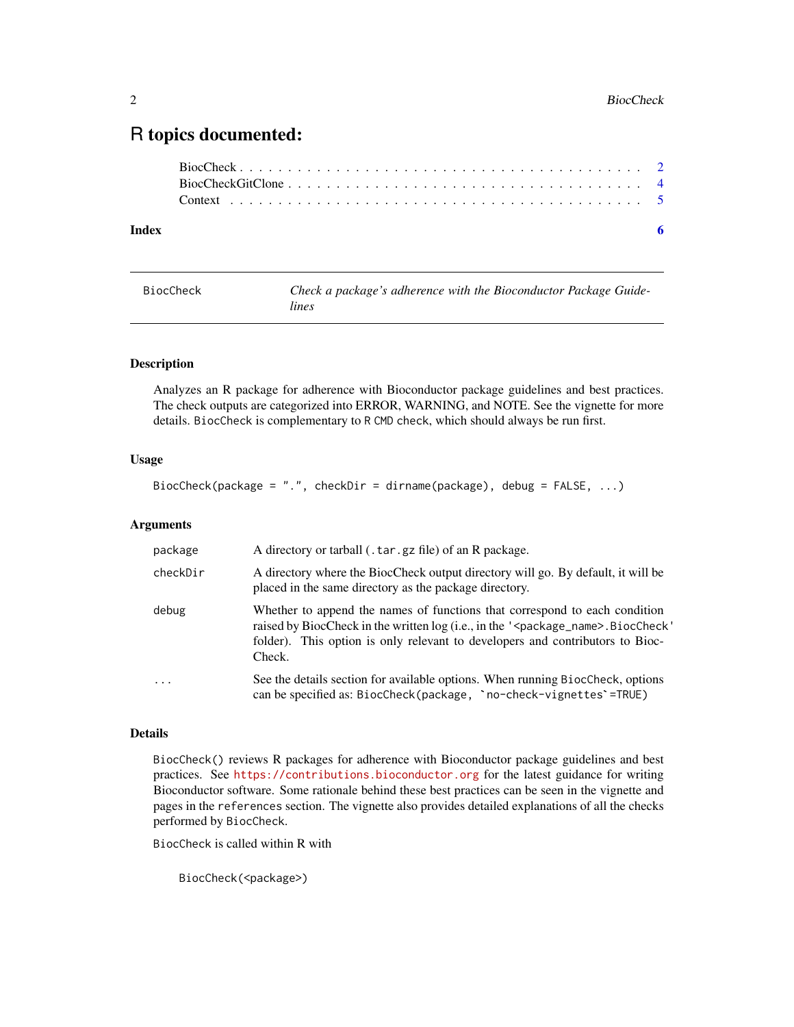# R topics documented:

BiocCheck . . . . . . . . . . . . . . . . . . . . . . . . . . . . . . . . . . . . . . . . . 2
BiocCheckGitClone . . . . . . . . . . . . . . . . . . . . . . . . . . . . . . . . . . . 4
Context . . . . . . . . . . . . . . . . . . . . . . . . . . . . . . . . . . . . . . . . . . 5

**Index** **6**

---

| BiocCheck | *Check a package's adherence with the Bioconductor Package Guidelines* |
|---|---|

---

### Description

Analyzes an R package for adherence with Bioconductor package guidelines and best practices. The check outputs are categorized into ERROR, WARNING, and NOTE. See the vignette for more details. `BiocCheck` is complementary to `R CMD check`, which should always be run first.

### Usage

```
BiocCheck(package = ".", checkDir = dirname(package), debug = FALSE, ...)
```

### Arguments

| | |
|---|---|
| `package` | A directory or tarball (`.tar.gz` file) of an R package. |
| `checkDir` | A directory where the BiocCheck output directory will go. By default, it will be placed in the same directory as the package directory. |
| `debug` | Whether to append the names of functions that correspond to each condition raised by BiocCheck in the written log (i.e., in the `'<package_name>.BiocCheck'` folder). This option is only relevant to developers and contributors to BiocCheck. |
| `...` | See the details section for available options. When running `BiocCheck`, options can be specified as: ``BiocCheck(package, `no-check-vignettes`=TRUE)`` |

### Details

`BiocCheck()` reviews R packages for adherence with Bioconductor package guidelines and best practices. See https://contributions.bioconductor.org for the latest guidance for writing Bioconductor software. Some rationale behind these best practices can be seen in the vignette and pages in the `references` section. The vignette also provides detailed explanations of all the checks performed by `BiocCheck`.

`BiocCheck` is called within R with

```
BiocCheck(<package>)
```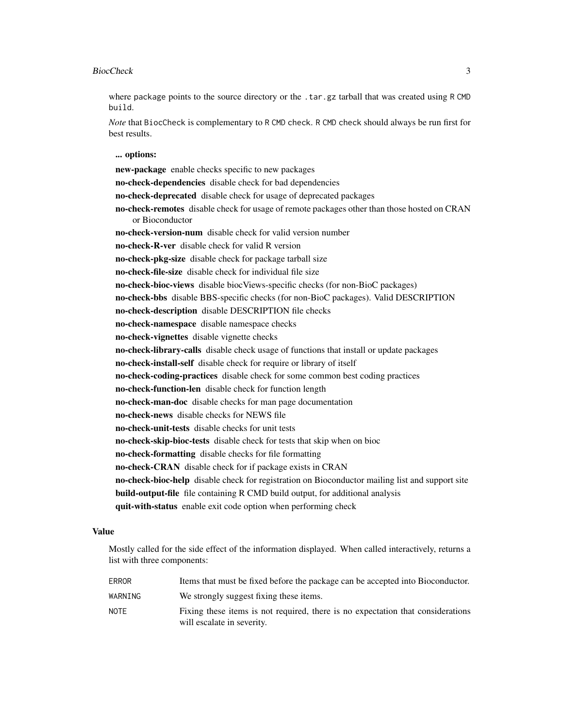where `package` points to the source directory or the `.tar.gz` tarball that was created using `R CMD build`.

*Note* that `BiocCheck` is complementary to `R CMD check`. `R CMD check` should always be run first for best results.

**... options:**

- **new-package** enable checks specific to new packages
- **no-check-dependencies** disable check for bad dependencies
- **no-check-deprecated** disable check for usage of deprecated packages
- **no-check-remotes** disable check for usage of remote packages other than those hosted on CRAN or Bioconductor
- **no-check-version-num** disable check for valid version number
- **no-check-R-ver** disable check for valid R version
- **no-check-pkg-size** disable check for package tarball size
- **no-check-file-size** disable check for individual file size
- **no-check-bioc-views** disable biocViews-specific checks (for non-BioC packages)
- **no-check-bbs** disable BBS-specific checks (for non-BioC packages). Valid DESCRIPTION
- **no-check-description** disable DESCRIPTION file checks
- **no-check-namespace** disable namespace checks
- **no-check-vignettes** disable vignette checks
- **no-check-library-calls** disable check usage of functions that install or update packages
- **no-check-install-self** disable check for require or library of itself
- **no-check-coding-practices** disable check for some common best coding practices
- **no-check-function-len** disable check for function length
- **no-check-man-doc** disable checks for man page documentation
- **no-check-news** disable checks for NEWS file
- **no-check-unit-tests** disable checks for unit tests
- **no-check-skip-bioc-tests** disable check for tests that skip when on bioc
- **no-check-formatting** disable checks for file formatting
- **no-check-CRAN** disable check for if package exists in CRAN
- **no-check-bioc-help** disable check for registration on Bioconductor mailing list and support site
- **build-output-file** file containing R CMD build output, for additional analysis
- **quit-with-status** enable exit code option when performing check

## Value

Mostly called for the side effect of the information displayed. When called interactively, returns a list with three components:

| | |
|---|---|
| `ERROR` | Items that must be fixed before the package can be accepted into Bioconductor. |
| `WARNING` | We strongly suggest fixing these items. |
| `NOTE` | Fixing these items is not required, there is no expectation that considerations will escalate in severity. |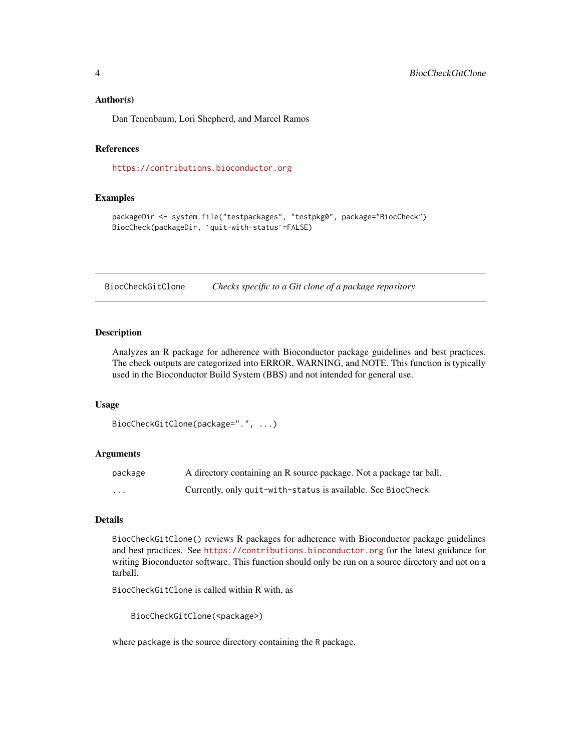### Author(s)

Dan Tenenbaum, Lori Shepherd, and Marcel Ramos

### References

https://contributions.bioconductor.org

### Examples

```
packageDir <- system.file("testpackages", "testpkg0", package="BiocCheck")
BiocCheck(packageDir, `quit-with-status`=FALSE)
```

---

## BiocCheckGitClone — *Checks specific to a Git clone of a package repository*

---

### Description

Analyzes an R package for adherence with Bioconductor package guidelines and best practices. The check outputs are categorized into ERROR, WARNING, and NOTE. This function is typically used in the Bioconductor Build System (BBS) and not intended for general use.

### Usage

```
BiocCheckGitClone(package=".", ...)
```

### Arguments

| | |
|---|---|
| `package` | A directory containing an R source package. Not a package tar ball. |
| `...` | Currently, only `quit-with-status` is available. See `BiocCheck` |

### Details

`BiocCheckGitClone()` reviews R packages for adherence with Bioconductor package guidelines and best practices. See https://contributions.bioconductor.org for the latest guidance for writing Bioconductor software. This function should only be run on a source directory and not on a tarball.

`BiocCheckGitClone` is called within R with, as

```
BiocCheckGitClone(<package>)
```

where `package` is the source directory containing the `R` package.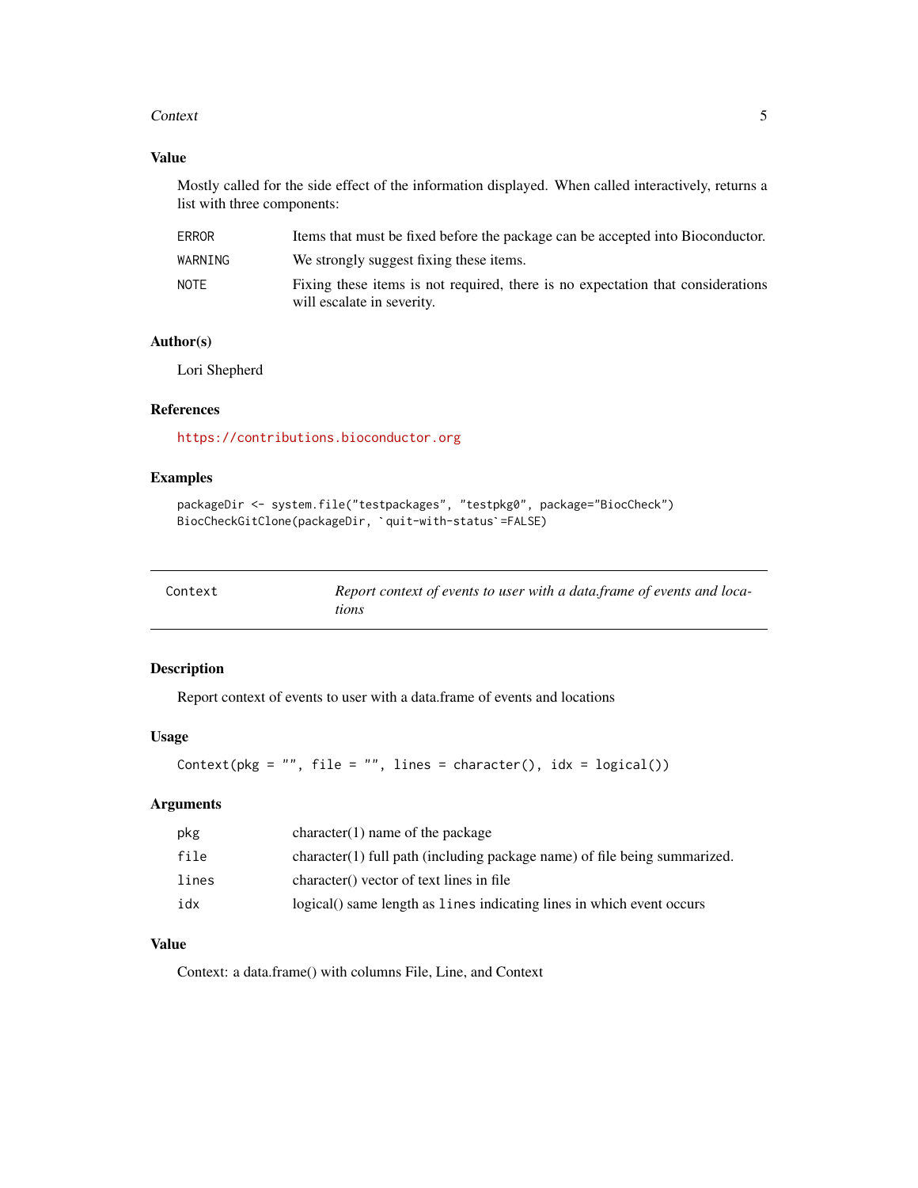## Value

Mostly called for the side effect of the information displayed. When called interactively, returns a list with three components:

| | |
|---|---|
| `ERROR` | Items that must be fixed before the package can be accepted into Bioconductor. |
| `WARNING` | We strongly suggest fixing these items. |
| `NOTE` | Fixing these items is not required, there is no expectation that considerations will escalate in severity. |

## Author(s)

Lori Shepherd

## References

https://contributions.bioconductor.org

## Examples

```
packageDir <- system.file("testpackages", "testpkg0", package="BiocCheck")
BiocCheckGitClone(packageDir, `quit-with-status`=FALSE)
```

---

# Context — *Report context of events to user with a data.frame of events and locations*

---

## Description

Report context of events to user with a data.frame of events and locations

## Usage

```
Context(pkg = "", file = "", lines = character(), idx = logical())
```

## Arguments

| | |
|---|---|
| `pkg` | character(1) name of the package |
| `file` | character(1) full path (including package name) of file being summarized. |
| `lines` | character() vector of text lines in file |
| `idx` | logical() same length as `lines` indicating lines in which event occurs |

## Value

Context: a data.frame() with columns File, Line, and Context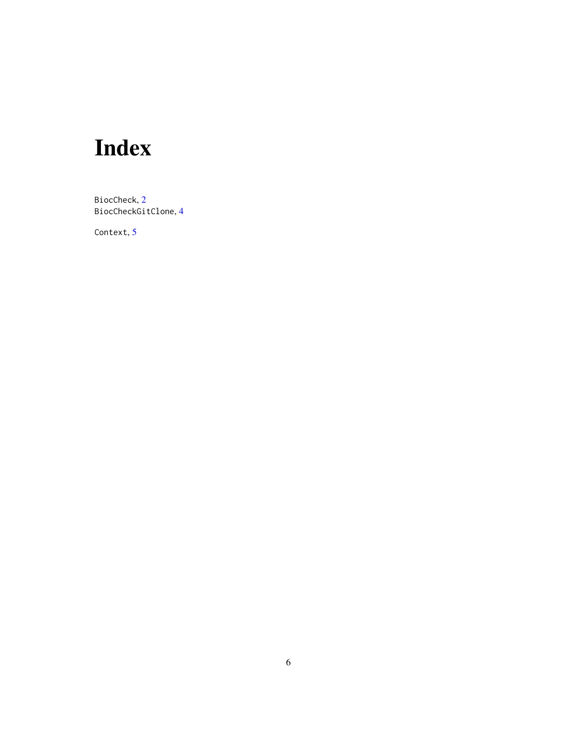# Index

BiocCheck, 2
BiocCheckGitClone, 4

Context, 5